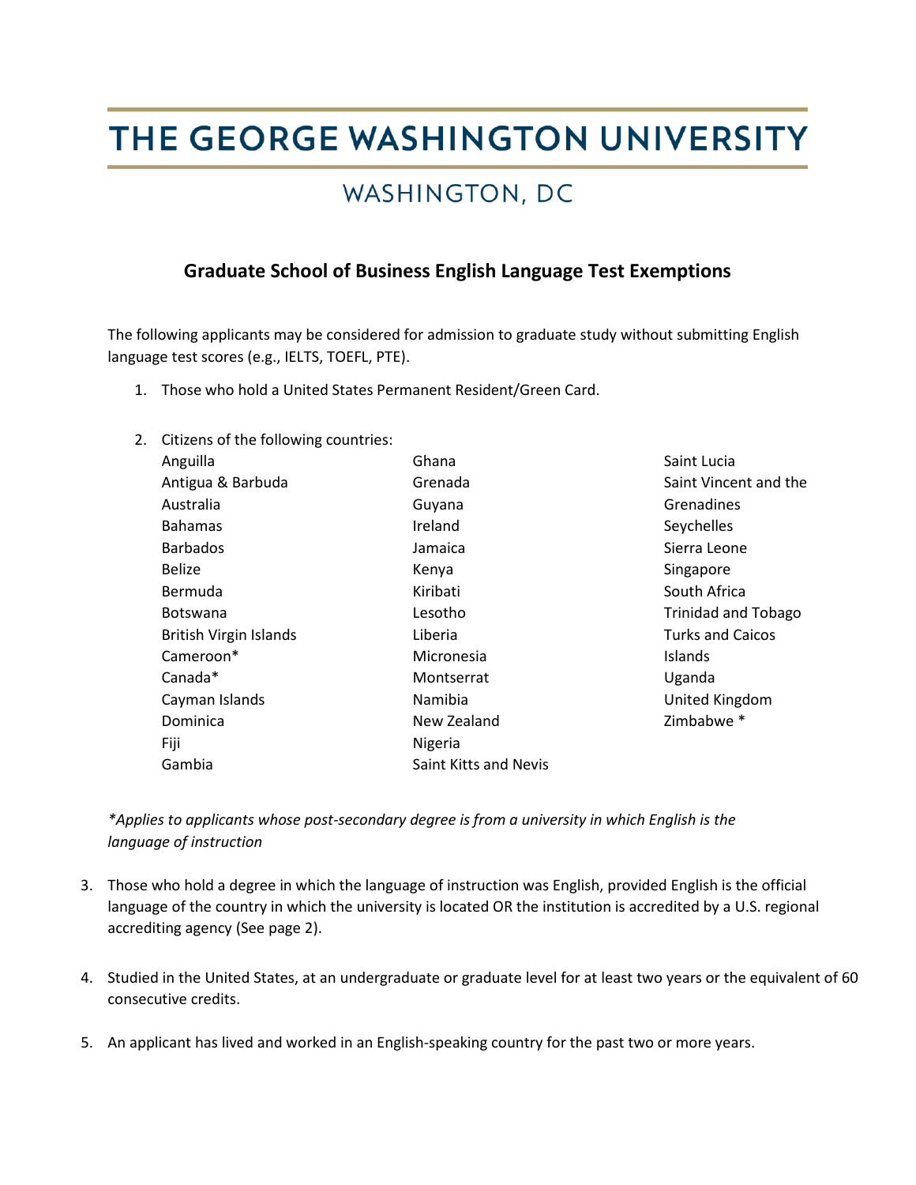# THE GEORGE WASHINGTON UNIVERSITY

WASHINGTON, DC

## Graduate School of Business English Language Test Exemptions

The following applicants may be considered for admission to graduate study without submitting English language test scores (e.g., IELTS, TOEFL, PTE).

1. Those who hold a United States Permanent Resident/Green Card.

2. Citizens of the following countries:
   - Anguilla
   - Antigua & Barbuda
   - Australia
   - Bahamas
   - Barbados
   - Belize
   - Bermuda
   - Botswana
   - British Virgin Islands
   - Cameroon*
   - Canada*
   - Cayman Islands
   - Dominica
   - Fiji
   - Gambia
   - Ghana
   - Grenada
   - Guyana
   - Ireland
   - Jamaica
   - Kenya
   - Kiribati
   - Lesotho
   - Liberia
   - Micronesia
   - Montserrat
   - Namibia
   - New Zealand
   - Nigeria
   - Saint Kitts and Nevis
   - Saint Lucia
   - Saint Vincent and the Grenadines
   - Seychelles
   - Sierra Leone
   - Singapore
   - South Africa
   - Trinidad and Tobago
   - Turks and Caicos Islands
   - Uganda
   - United Kingdom
   - Zimbabwe *

*\*Applies to applicants whose post-secondary degree is from a university in which English is the language of instruction*

3. Those who hold a degree in which the language of instruction was English, provided English is the official language of the country in which the university is located OR the institution is accredited by a U.S. regional accrediting agency (See page 2).

4. Studied in the United States, at an undergraduate or graduate level for at least two years or the equivalent of 60 consecutive credits.

5. An applicant has lived and worked in an English-speaking country for the past two or more years.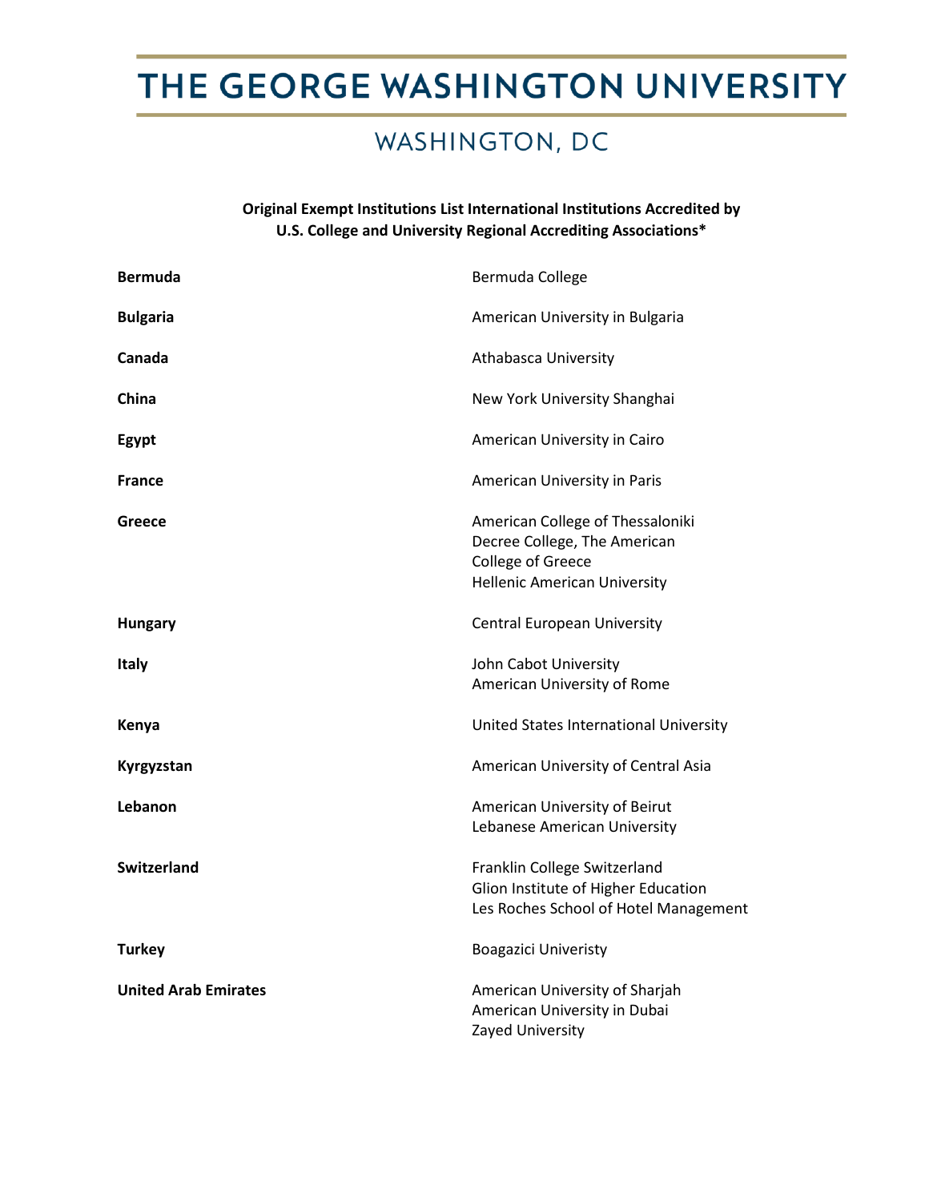# THE GEORGE WASHINGTON UNIVERSITY

## WASHINGTON, DC

**Original Exempt Institutions List International Institutions Accredited by U.S. College and University Regional Accrediting Associations***

| | |
|---|---|
| **Bermuda** | Bermuda College |
| **Bulgaria** | American University in Bulgaria |
| **Canada** | Athabasca University |
| **China** | New York University Shanghai |
| **Egypt** | American University in Cairo |
| **France** | American University in Paris |
| **Greece** | American College of Thessaloniki<br>Decree College, The American College of Greece<br>Hellenic American University |
| **Hungary** | Central European University |
| **Italy** | John Cabot University<br>American University of Rome |
| **Kenya** | United States International University |
| **Kyrgyzstan** | American University of Central Asia |
| **Lebanon** | American University of Beirut<br>Lebanese American University |
| **Switzerland** | Franklin College Switzerland<br>Glion Institute of Higher Education<br>Les Roches School of Hotel Management |
| **Turkey** | Boagazici Univeristy |
| **United Arab Emirates** | American University of Sharjah<br>American University in Dubai<br>Zayed University |